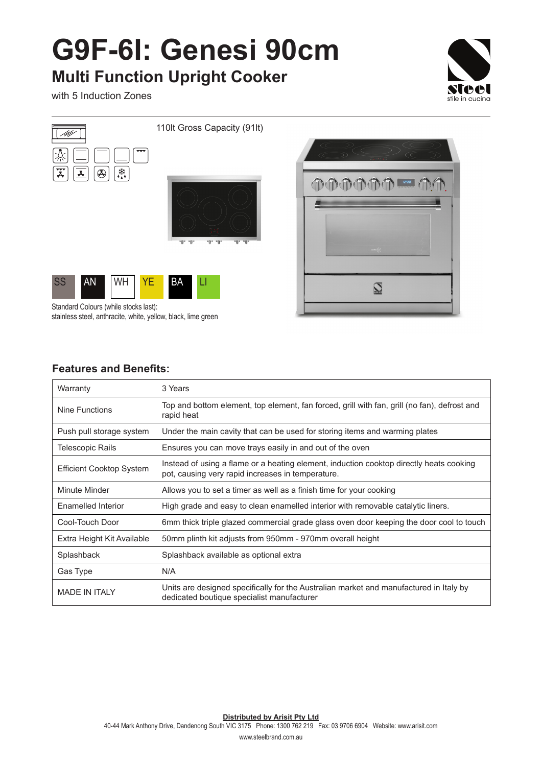# G9F-6I: Genesi 90cm

## Multi Function Upright Cooker

with 5 Induction Zones

steel
stile in cucina

110lt Gross Capacity (91lt)

SS AN WH YE BA LI

Standard Colours (while stocks last):
stainless steel, anthracite, white, yellow, black, lime green

### Features and Benefits:

| | |
|---|---|
| Warranty | 3 Years |
| Nine Functions | Top and bottom element, top element, fan forced, grill with fan, grill (no fan), defrost and rapid heat |
| Push pull storage system | Under the main cavity that can be used for storing items and warming plates |
| Telescopic Rails | Ensures you can move trays easily in and out of the oven |
| Efficient Cooktop System | Instead of using a flame or a heating element, induction cooktop directly heats cooking pot, causing very rapid increases in temperature. |
| Minute Minder | Allows you to set a timer as well as a finish time for your cooking |
| Enamelled Interior | High grade and easy to clean enamelled interior with removable catalytic liners. |
| Cool-Touch Door | 6mm thick triple glazed commercial grade glass oven door keeping the door cool to touch |
| Extra Height Kit Available | 50mm plinth kit adjusts from 950mm - 970mm overall height |
| Splashback | Splashback available as optional extra |
| Gas Type | N/A |
| MADE IN ITALY | Units are designed specifically for the Australian market and manufactured in Italy by dedicated boutique specialist manufacturer |

**Distributed by Arisit Pty Ltd**
40-44 Mark Anthony Drive, Dandenong South VIC 3175 Phone: 1300 762 219 Fax: 03 9706 6904 Website: www.arisit.com
www.steelbrand.com.au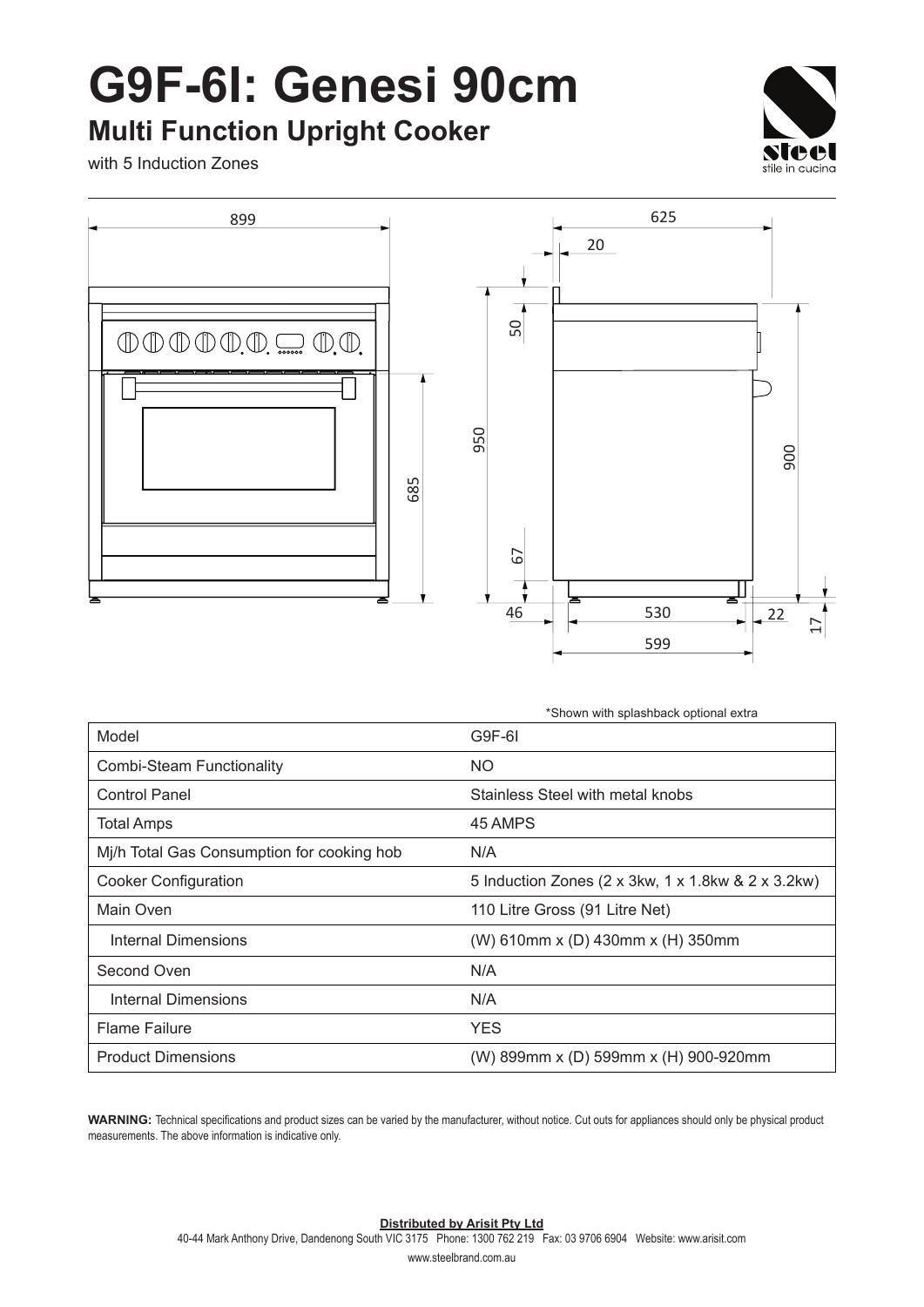# G9F-6I: Genesi 90cm

## Multi Function Upright Cooker

with 5 Induction Zones

899

625

20

50

950

900

685

67

46

530

22

17

599

*Shown with splashback optional extra

| | |
|---|---|
| Model | G9F-6I |
| Combi-Steam Functionality | NO |
| Control Panel | Stainless Steel with metal knobs |
| Total Amps | 45 AMPS |
| Mj/h Total Gas Consumption for cooking hob | N/A |
| Cooker Configuration | 5 Induction Zones (2 x 3kw, 1 x 1.8kw & 2 x 3.2kw) |
| Main Oven | 110 Litre Gross (91 Litre Net) |
| Internal Dimensions | (W) 610mm x (D) 430mm x (H) 350mm |
| Second Oven | N/A |
| Internal Dimensions | N/A |
| Flame Failure | YES |
| Product Dimensions | (W) 899mm x (D) 599mm x (H) 900-920mm |

**WARNING:** Technical specifications and product sizes can be varied by the manufacturer, without notice. Cut outs for appliances should only be physical product measurements. The above information is indicative only.

**Distributed by Arisit Pty Ltd**

40-44 Mark Anthony Drive, Dandenong South VIC 3175 Phone: 1300 762 219 Fax: 03 9706 6904 Website: www.arisit.com

www.steelbrand.com.au